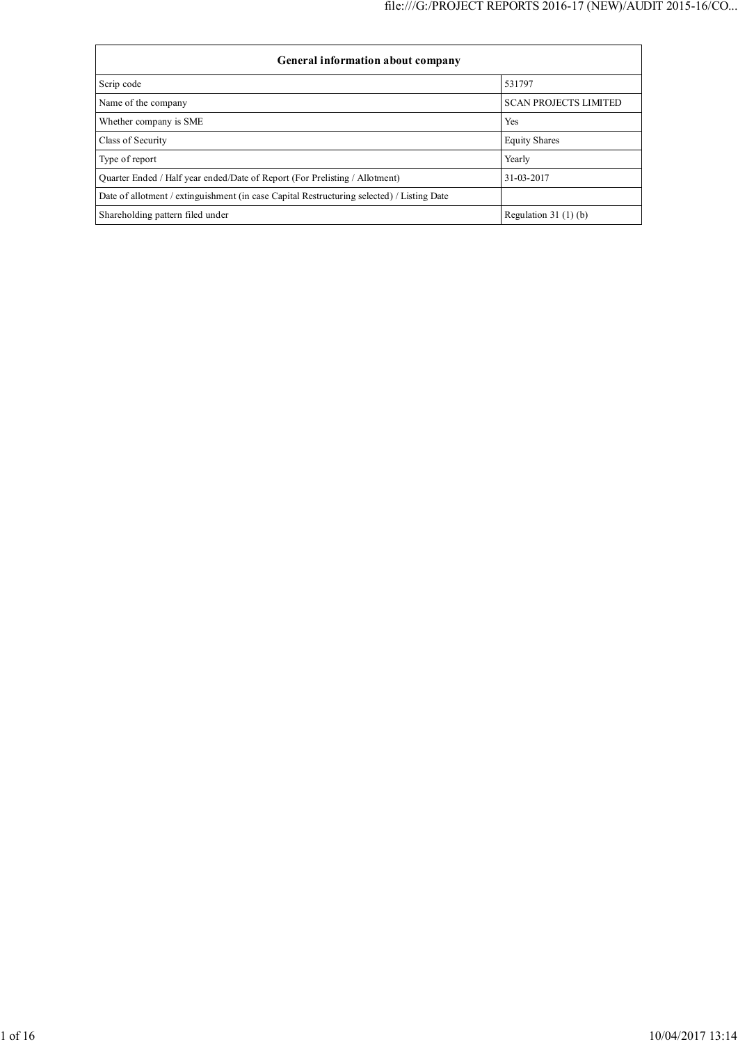| General information about company | |
|---|---|
| Scrip code | 531797 |
| Name of the company | SCAN PROJECTS LIMITED |
| Whether company is SME | Yes |
| Class of Security | Equity Shares |
| Type of report | Yearly |
| Quarter Ended / Half year ended/Date of Report (For Prelisting / Allotment) | 31-03-2017 |
| Date of allotment / extinguishment (in case Capital Restructuring selected) / Listing Date | |
| Shareholding pattern filed under | Regulation 31 (1) (b) |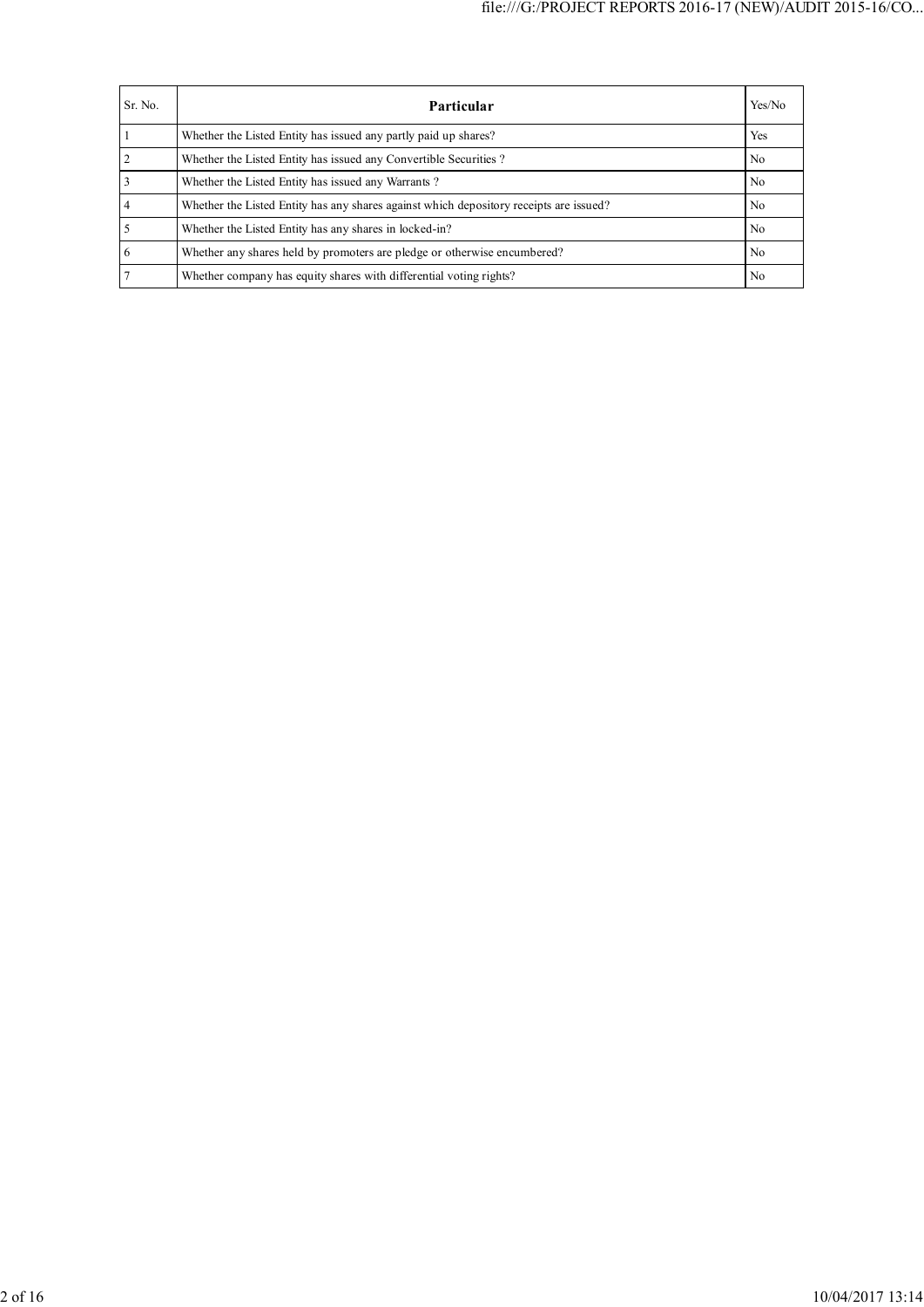| Sr. No. | Particular | Yes/No |
|---|---|---|
| 1 | Whether the Listed Entity has issued any partly paid up shares? | Yes |
| 2 | Whether the Listed Entity has issued any Convertible Securities ? | No |
| 3 | Whether the Listed Entity has issued any Warrants ? | No |
| 4 | Whether the Listed Entity has any shares against which depository receipts are issued? | No |
| 5 | Whether the Listed Entity has any shares in locked-in? | No |
| 6 | Whether any shares held by promoters are pledge or otherwise encumbered? | No |
| 7 | Whether company has equity shares with differential voting rights? | No |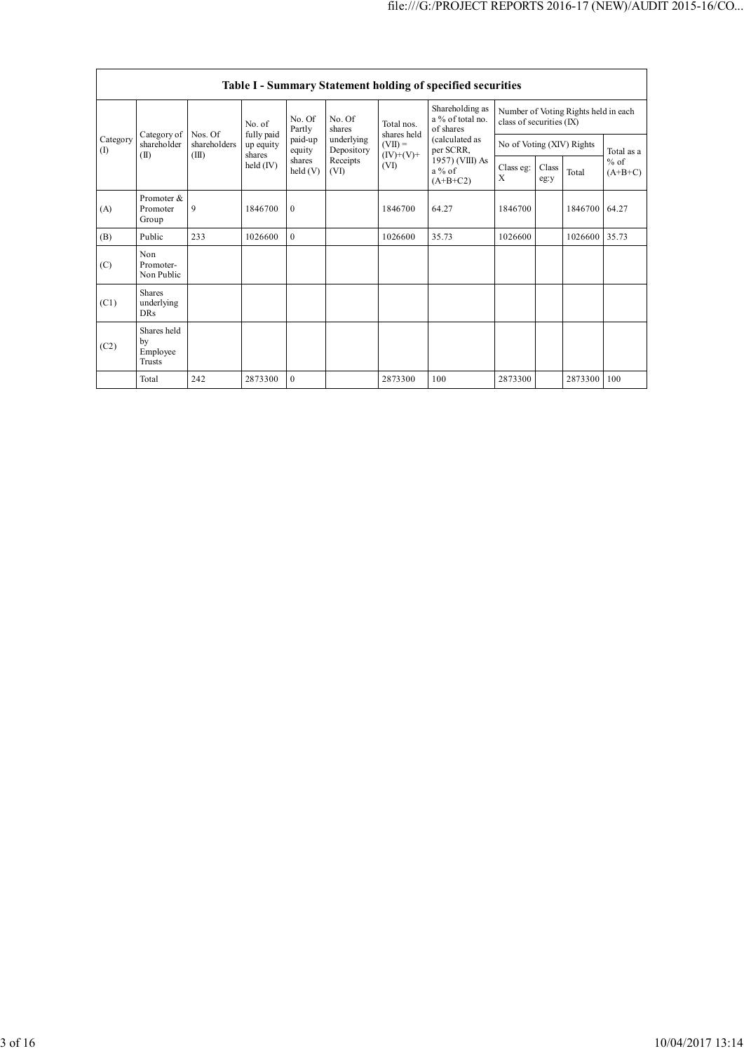## Table I - Summary Statement holding of specified securities

| Category (I) | Category of shareholder (II) | Nos. Of shareholders (III) | No. of fully paid up equity shares held (IV) | No. Of Partly paid-up equity shares held (V) | No. Of shares underlying Depository Receipts (VI) | Total nos. shares held (VII) = (IV)+(V)+ (VI) | Shareholding as a % of total no. of shares (calculated as per SCRR, 1957) (VIII) As a % of (A+B+C2) | Number of Voting Rights held in each class of securities (IX) | | | |
|---|---|---|---|---|---|---|---|---|---|---|---|
| | | | | | | | | No of Voting (XIV) Rights | | | Total as a % of (A+B+C) |
| | | | | | | | | Class eg: X | Class eg:y | Total | |
| (A) | Promoter & Promoter Group | 9 | 1846700 | 0 | | 1846700 | 64.27 | 1846700 | | 1846700 | 64.27 |
| (B) | Public | 233 | 1026600 | 0 | | 1026600 | 35.73 | 1026600 | | 1026600 | 35.73 |
| (C) | Non Promoter- Non Public | | | | | | | | | | |
| (C1) | Shares underlying DRs | | | | | | | | | | |
| (C2) | Shares held by Employee Trusts | | | | | | | | | | |
| | Total | 242 | 2873300 | 0 | | 2873300 | 100 | 2873300 | | 2873300 | 100 |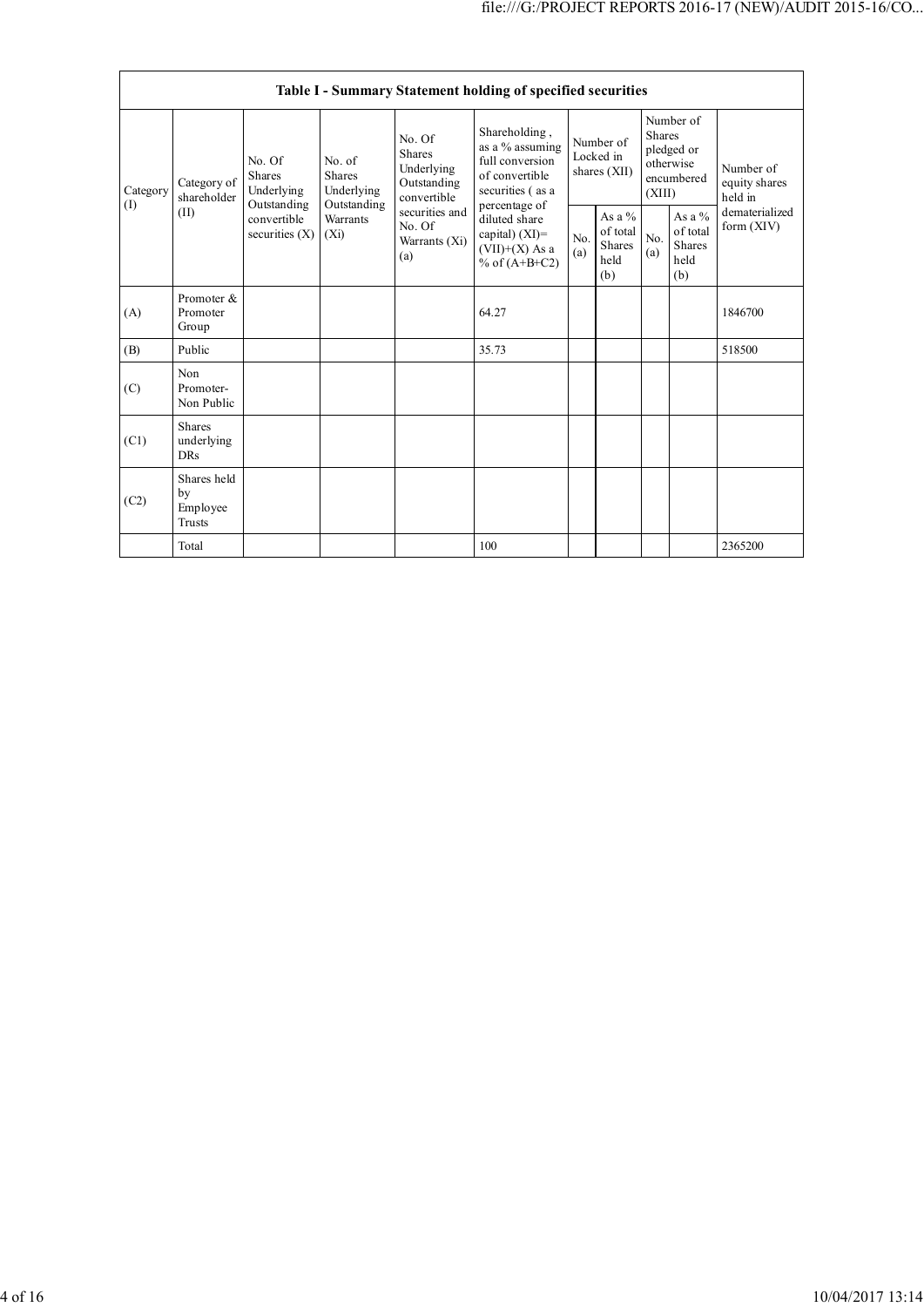| Table I - Summary Statement holding of specified securities | | | | | | | | | | |
|---|---|---|---|---|---|---|---|---|---|---|
| Category (I) | Category of shareholder (II) | No. Of Shares Underlying Outstanding convertible securities (X) | No. of Shares Underlying Outstanding Warrants (Xi) | No. Of Shares Underlying Outstanding convertible securities and No. Of Warrants (Xi) (a) | Shareholding , as a % assuming full conversion of convertible securities ( as a percentage of diluted share capital) (XI)= (VII)+(X) As a % of (A+B+C2) | Number of Locked in shares (XII) | | Number of Shares pledged or otherwise encumbered (XIII) | | Number of equity shares held in dematerialized form (XIV) |
| | | | | | | No. (a) | As a % of total Shares held (b) | No. (a) | As a % of total Shares held (b) | |
| (A) | Promoter & Promoter Group | | | | 64.27 | | | | | 1846700 |
| (B) | Public | | | | 35.73 | | | | | 518500 |
| (C) | Non Promoter- Non Public | | | | | | | | | |
| (C1) | Shares underlying DRs | | | | | | | | | |
| (C2) | Shares held by Employee Trusts | | | | | | | | | |
| | Total | | | | 100 | | | | | 2365200 |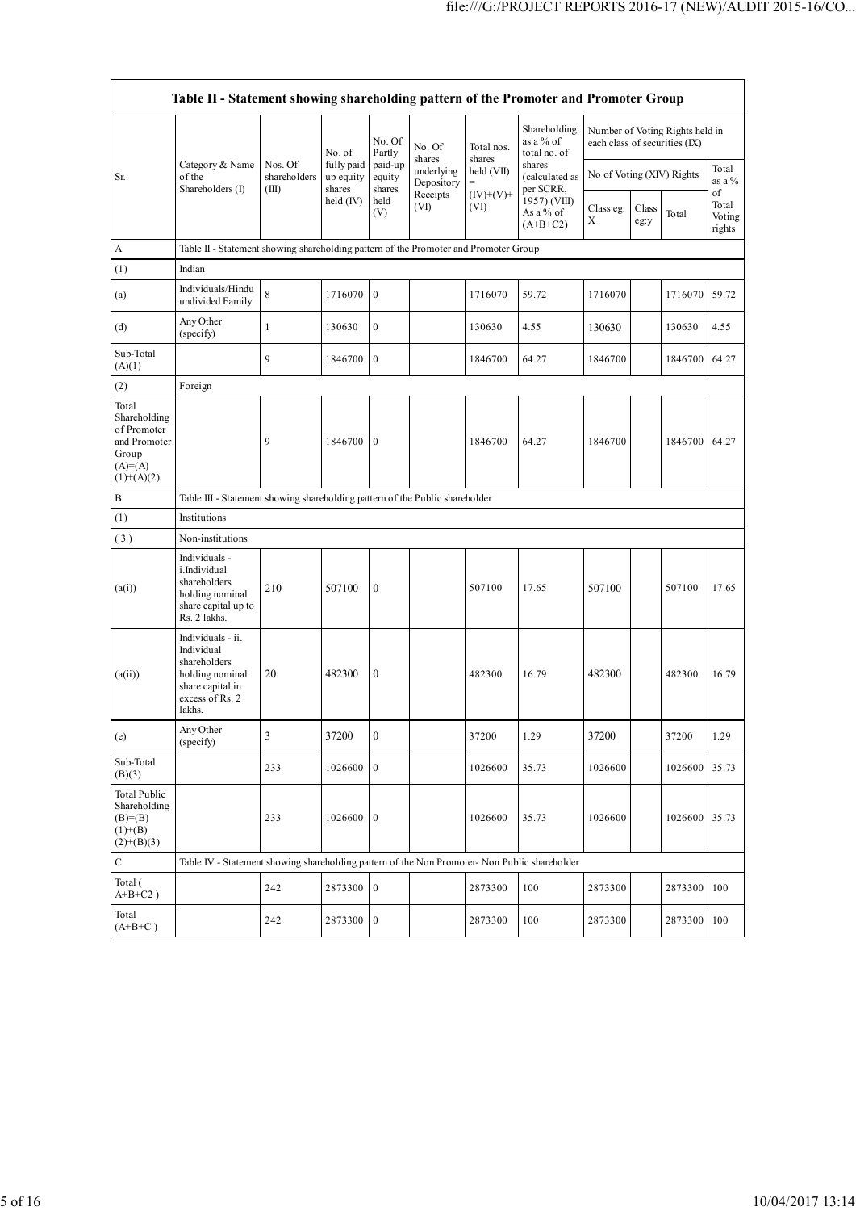## Table II - Statement showing shareholding pattern of the Promoter and Promoter Group

| Sr. | Category & Name of the Shareholders (I) | Nos. Of shareholders (III) | No. of fully paid up equity shares held (IV) | No. Of Partly paid-up equity shares held (V) | No. Of shares underlying Depository Receipts (VI) | Total nos. shares held (VII) = (IV)+(V)+ (VI) | Shareholding as a % of total no. of shares (calculated as per SCRR, 1957) (VIII) As a % of (A+B+C2) | Number of Voting Rights held in each class of securities (IX) | | | |
|---|---|---|---|---|---|---|---|---|---|---|---|
| | | | | | | | | No of Voting (XIV) Rights | | | Total as a % of Total Voting rights |
| | | | | | | | | Class eg: X | Class eg:y | Total | |
| A | Table II - Statement showing shareholding pattern of the Promoter and Promoter Group | | | | | | | | | | |
| (1) | Indian | | | | | | | | | | |
| (a) | Individuals/Hindu undivided Family | 8 | 1716070 | 0 | | 1716070 | 59.72 | 1716070 | | 1716070 | 59.72 |
| (d) | Any Other (specify) | 1 | 130630 | 0 | | 130630 | 4.55 | 130630 | | 130630 | 4.55 |
| Sub-Total (A)(1) | | 9 | 1846700 | 0 | | 1846700 | 64.27 | 1846700 | | 1846700 | 64.27 |
| (2) | Foreign | | | | | | | | | | |
| Total Shareholding of Promoter and Promoter Group (A)=(A)(1)+(A)(2) | | 9 | 1846700 | 0 | | 1846700 | 64.27 | 1846700 | | 1846700 | 64.27 |
| B | Table III - Statement showing shareholding pattern of the Public shareholder | | | | | | | | | | |
| (1) | Institutions | | | | | | | | | | |
| ( 3 ) | Non-institutions | | | | | | | | | | |
| (a(i)) | Individuals - i.Individual shareholders holding nominal share capital up to Rs. 2 lakhs. | 210 | 507100 | 0 | | 507100 | 17.65 | 507100 | | 507100 | 17.65 |
| (a(ii)) | Individuals - ii. Individual shareholders holding nominal share capital in excess of Rs. 2 lakhs. | 20 | 482300 | 0 | | 482300 | 16.79 | 482300 | | 482300 | 16.79 |
| (e) | Any Other (specify) | 3 | 37200 | 0 | | 37200 | 1.29 | 37200 | | 37200 | 1.29 |
| Sub-Total (B)(3) | | 233 | 1026600 | 0 | | 1026600 | 35.73 | 1026600 | | 1026600 | 35.73 |
| Total Public Shareholding (B)=(B)(1)+(B)(2)+(B)(3) | | 233 | 1026600 | 0 | | 1026600 | 35.73 | 1026600 | | 1026600 | 35.73 |
| C | Table IV - Statement showing shareholding pattern of the Non Promoter- Non Public shareholder | | | | | | | | | | |
| Total ( A+B+C2 ) | | 242 | 2873300 | 0 | | 2873300 | 100 | 2873300 | | 2873300 | 100 |
| Total (A+B+C ) | | 242 | 2873300 | 0 | | 2873300 | 100 | 2873300 | | 2873300 | 100 |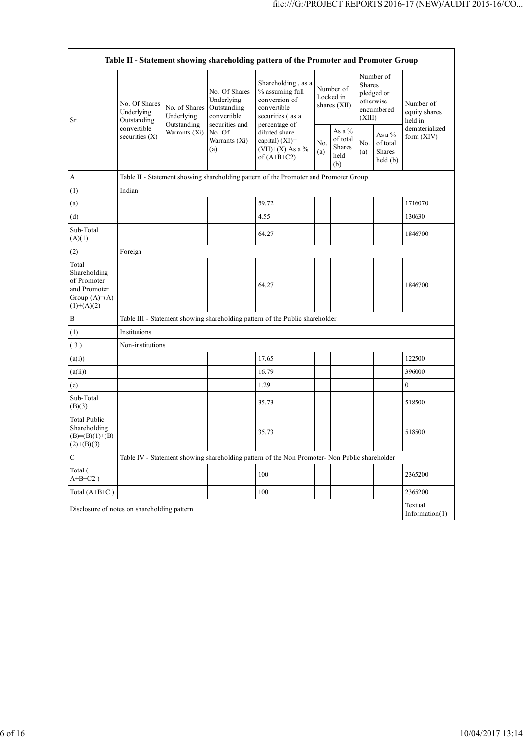| Table II - Statement showing shareholding pattern of the Promoter and Promoter Group | | | | | | | | | |
|---|---|---|---|---|---|---|---|---|---|
| Sr. | No. Of Shares Underlying Outstanding convertible securities (X) | No. of Shares Underlying Outstanding Warrants (Xi) | No. Of Shares Underlying Outstanding convertible securities and No. Of Warrants (Xi) (a) | Shareholding , as a % assuming full conversion of convertible securities ( as a percentage of diluted share capital) (XI)= (VII)+(X) As a % of (A+B+C2) | Number of Locked in shares (XII) | | Number of Shares pledged or otherwise encumbered (XIII) | | Number of equity shares held in dematerialized form (XIV) |
| | | | | | No. (a) | As a % of total Shares held (b) | No. (a) | As a % of total Shares held (b) | |
| A | Table II - Statement showing shareholding pattern of the Promoter and Promoter Group | | | | | | | | |
| (1) | Indian | | | | | | | | |
| (a) | | | | 59.72 | | | | | 1716070 |
| (d) | | | | 4.55 | | | | | 130630 |
| Sub-Total (A)(1) | | | | 64.27 | | | | | 1846700 |
| (2) | Foreign | | | | | | | | |
| Total Shareholding of Promoter and Promoter Group (A)=(A)(1)+(A)(2) | | | | 64.27 | | | | | 1846700 |
| B | Table III - Statement showing shareholding pattern of the Public shareholder | | | | | | | | |
| (1) | Institutions | | | | | | | | |
| ( 3 ) | Non-institutions | | | | | | | | |
| (a(i)) | | | | 17.65 | | | | | 122500 |
| (a(ii)) | | | | 16.79 | | | | | 396000 |
| (e) | | | | 1.29 | | | | | 0 |
| Sub-Total (B)(3) | | | | 35.73 | | | | | 518500 |
| Total Public Shareholding (B)=(B)(1)+(B)(2)+(B)(3) | | | | 35.73 | | | | | 518500 |
| C | Table IV - Statement showing shareholding pattern of the Non Promoter- Non Public shareholder | | | | | | | | |
| Total ( A+B+C2 ) | | | | 100 | | | | | 2365200 |
| Total (A+B+C ) | | | | 100 | | | | | 2365200 |
| Disclosure of notes on shareholding pattern | | | | | | | | | Textual Information(1) |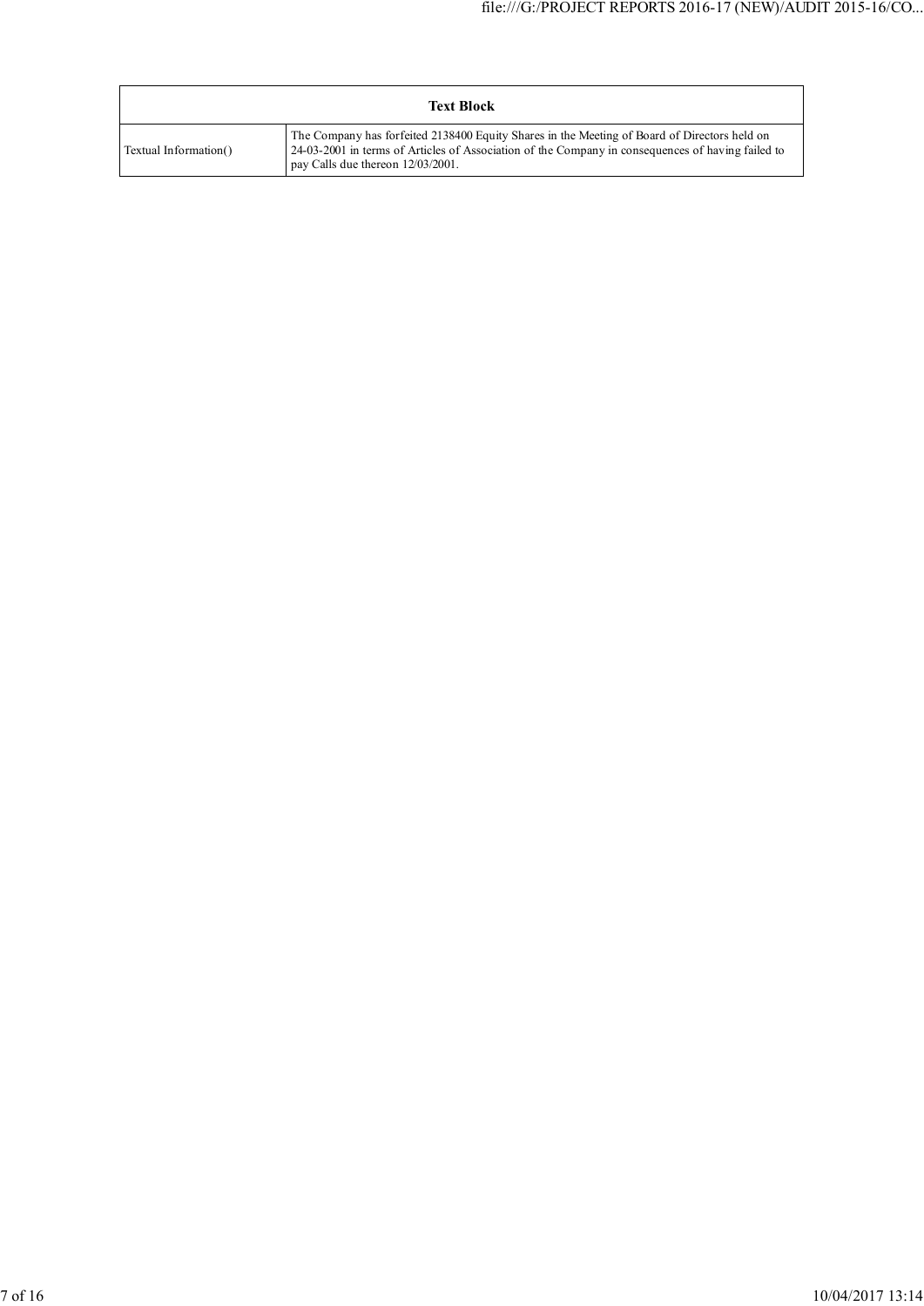| Text Block | |
|---|---|
| Textual Information() | The Company has forfeited 2138400 Equity Shares in the Meeting of Board of Directors held on 24-03-2001 in terms of Articles of Association of the Company in consequences of having failed to pay Calls due thereon 12/03/2001. |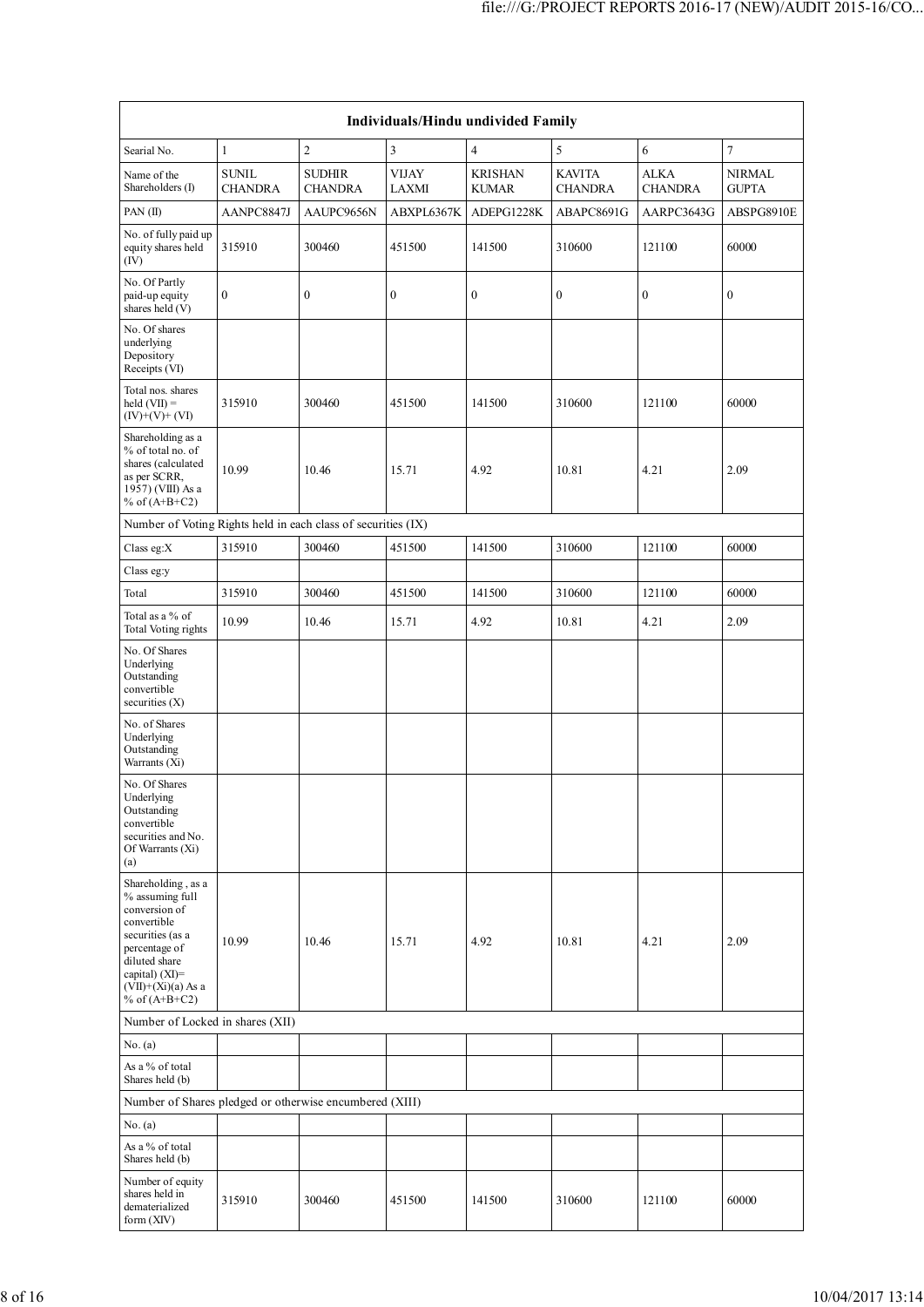| Individuals/Hindu undivided Family | | | | | | | |
|---|---|---|---|---|---|---|---|
| Searial No. | 1 | 2 | 3 | 4 | 5 | 6 | 7 |
| Name of the Shareholders (I) | SUNIL CHANDRA | SUDHIR CHANDRA | VIJAY LAXMI | KRISHAN KUMAR | KAVITA CHANDRA | ALKA CHANDRA | NIRMAL GUPTA |
| PAN (II) | AANPC8847J | AAUPC9656N | ABXPL6367K | ADEPG1228K | ABAPC8691G | AARPC3643G | ABSPG8910E |
| No. of fully paid up equity shares held (IV) | 315910 | 300460 | 451500 | 141500 | 310600 | 121100 | 60000 |
| No. Of Partly paid-up equity shares held (V) | 0 | 0 | 0 | 0 | 0 | 0 | 0 |
| No. Of shares underlying Depository Receipts (VI) | | | | | | | |
| Total nos. shares held (VII) = (IV)+(V)+ (VI) | 315910 | 300460 | 451500 | 141500 | 310600 | 121100 | 60000 |
| Shareholding as a % of total no. of shares (calculated as per SCRR, 1957) (VIII) As a % of (A+B+C2) | 10.99 | 10.46 | 15.71 | 4.92 | 10.81 | 4.21 | 2.09 |
| Number of Voting Rights held in each class of securities (IX) | | | | | | | |
| Class eg:X | 315910 | 300460 | 451500 | 141500 | 310600 | 121100 | 60000 |
| Class eg:y | | | | | | | |
| Total | 315910 | 300460 | 451500 | 141500 | 310600 | 121100 | 60000 |
| Total as a % of Total Voting rights | 10.99 | 10.46 | 15.71 | 4.92 | 10.81 | 4.21 | 2.09 |
| No. Of Shares Underlying Outstanding convertible securities (X) | | | | | | | |
| No. of Shares Underlying Outstanding Warrants (Xi) | | | | | | | |
| No. Of Shares Underlying Outstanding convertible securities and No. Of Warrants (Xi) (a) | | | | | | | |
| Shareholding , as a % assuming full conversion of convertible securities (as a percentage of diluted share capital) (XI)= (VII)+(Xi)(a) As a % of (A+B+C2) | 10.99 | 10.46 | 15.71 | 4.92 | 10.81 | 4.21 | 2.09 |
| Number of Locked in shares (XII) | | | | | | | |
| No. (a) | | | | | | | |
| As a % of total Shares held (b) | | | | | | | |
| Number of Shares pledged or otherwise encumbered (XIII) | | | | | | | |
| No. (a) | | | | | | | |
| As a % of total Shares held (b) | | | | | | | |
| Number of equity shares held in dematerialized form (XIV) | 315910 | 300460 | 451500 | 141500 | 310600 | 121100 | 60000 |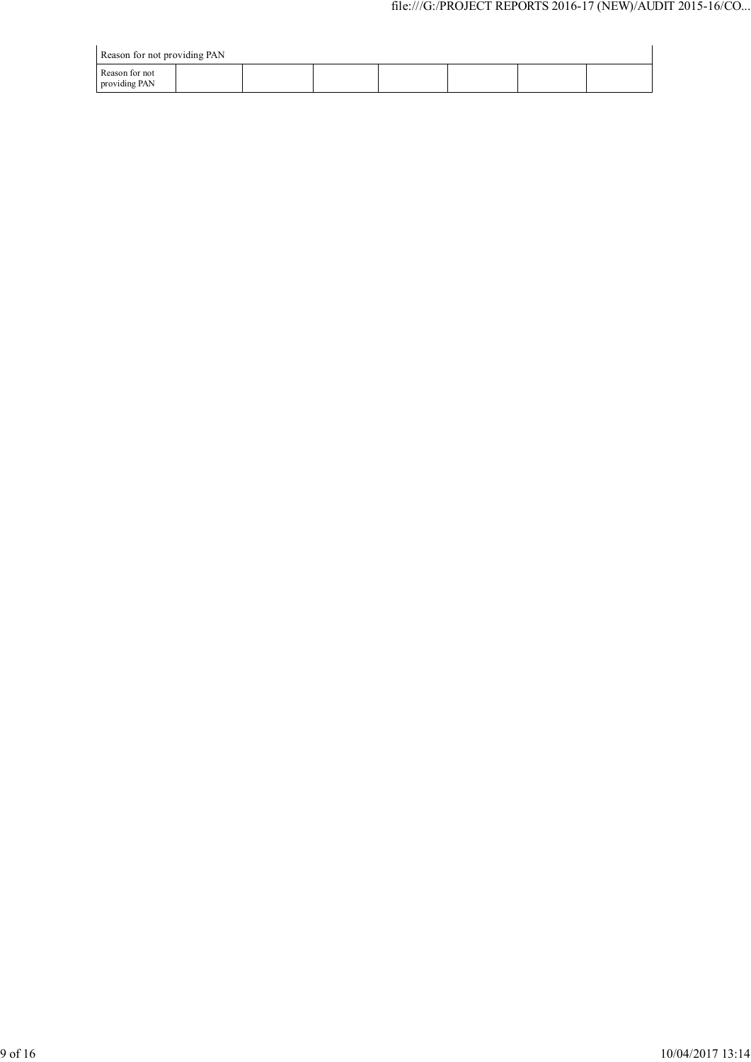| Reason for not providing PAN | | | | | | | |
|---|---|---|---|---|---|---|---|
| Reason for not providing PAN | | | | | | | |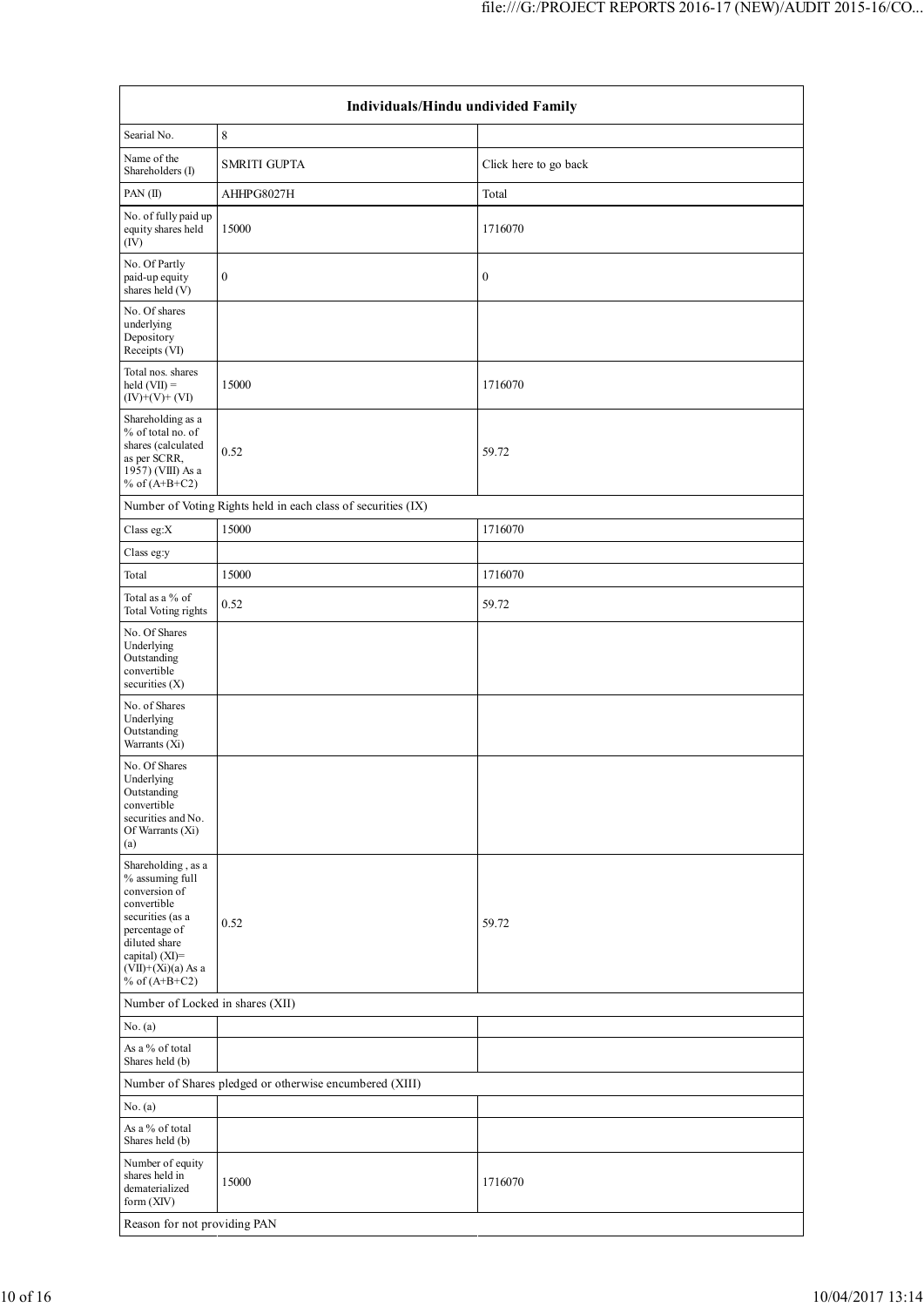| Individuals/Hindu undivided Family | | |
|---|---|---|
| Searial No. | 8 | |
| Name of the Shareholders (I) | SMRITI GUPTA | Click here to go back |
| PAN (II) | AHHPG8027H | Total |
| No. of fully paid up equity shares held (IV) | 15000 | 1716070 |
| No. Of Partly paid-up equity shares held (V) | 0 | 0 |
| No. Of shares underlying Depository Receipts (VI) | | |
| Total nos. shares held (VII) = (IV)+(V)+ (VI) | 15000 | 1716070 |
| Shareholding as a % of total no. of shares (calculated as per SCRR, 1957) (VIII) As a % of (A+B+C2) | 0.52 | 59.72 |
| Number of Voting Rights held in each class of securities (IX) | | |
| Class eg:X | 15000 | 1716070 |
| Class eg:y | | |
| Total | 15000 | 1716070 |
| Total as a % of Total Voting rights | 0.52 | 59.72 |
| No. Of Shares Underlying Outstanding convertible securities (X) | | |
| No. of Shares Underlying Outstanding Warrants (Xi) | | |
| No. Of Shares Underlying Outstanding convertible securities and No. Of Warrants (Xi) (a) | | |
| Shareholding , as a % assuming full conversion of convertible securities (as a percentage of diluted share capital) (XI)= (VII)+(Xi)(a) As a % of (A+B+C2) | 0.52 | 59.72 |
| Number of Locked in shares (XII) | | |
| No. (a) | | |
| As a % of total Shares held (b) | | |
| Number of Shares pledged or otherwise encumbered (XIII) | | |
| No. (a) | | |
| As a % of total Shares held (b) | | |
| Number of equity shares held in dematerialized form (XIV) | 15000 | 1716070 |
| Reason for not providing PAN | | |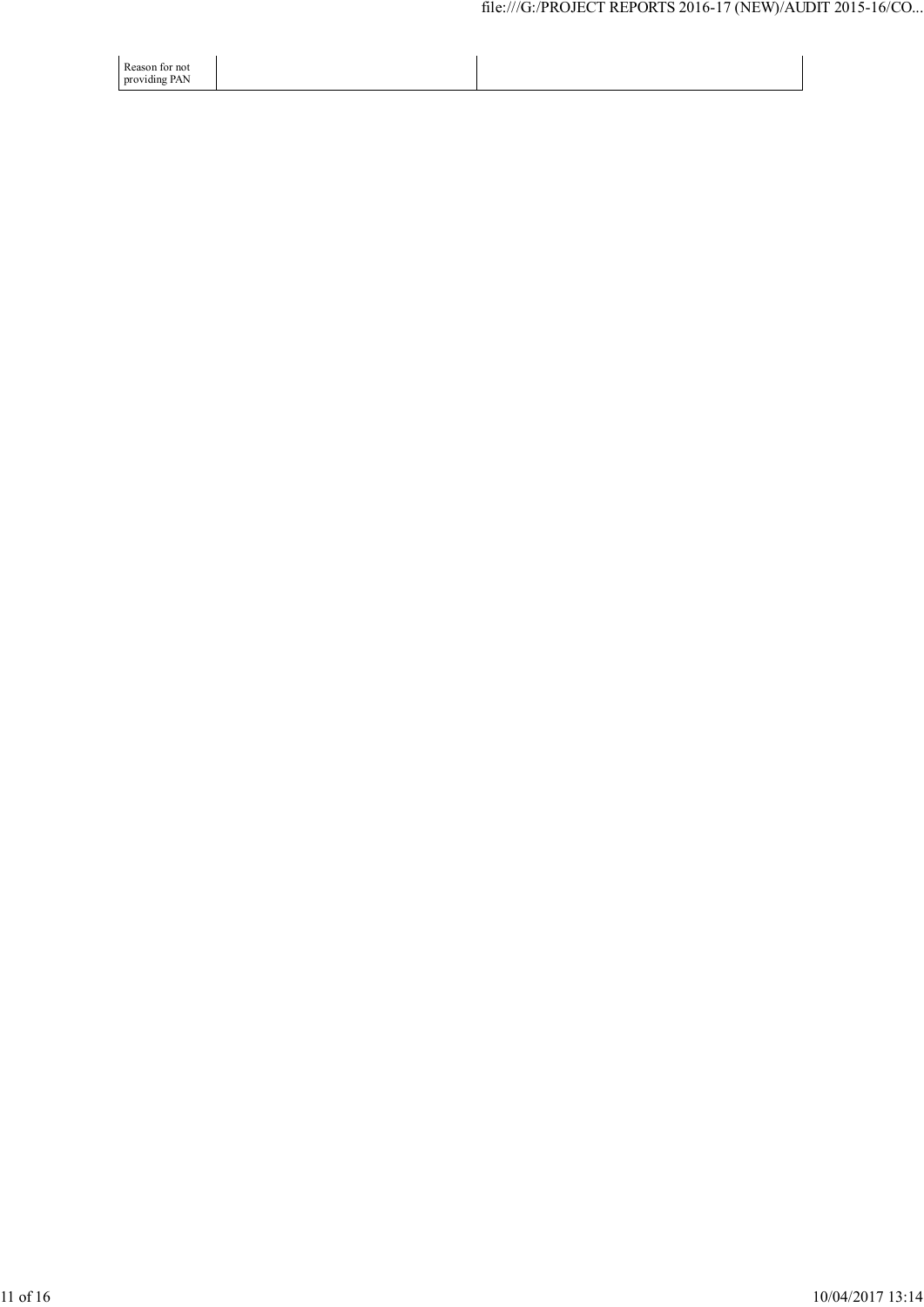| Reason for not providing PAN | | |
| --- | --- | --- |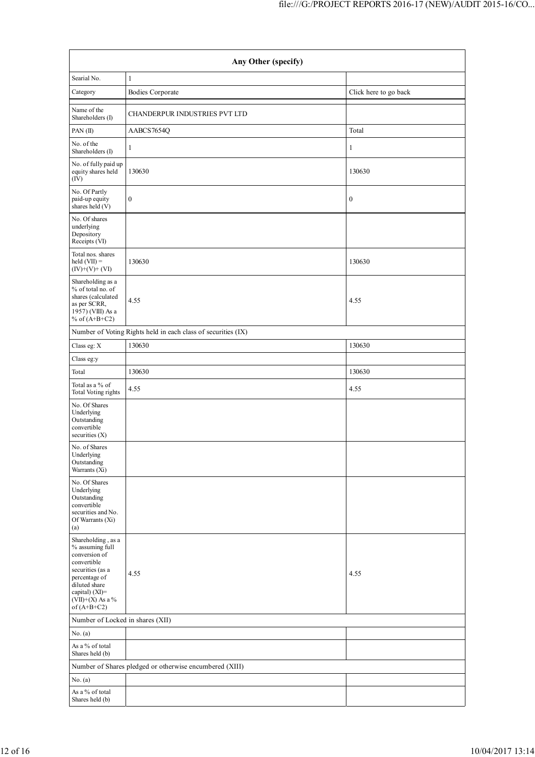| Any Other (specify) | | |
|---|---|---|
| Searial No. | 1 | |
| Category | Bodies Corporate | Click here to go back |
| Name of the Shareholders (I) | CHANDERPUR INDUSTRIES PVT LTD | |
| PAN (II) | AABCS7654Q | Total |
| No. of the Shareholders (I) | 1 | 1 |
| No. of fully paid up equity shares held (IV) | 130630 | 130630 |
| No. Of Partly paid-up equity shares held (V) | 0 | 0 |
| No. Of shares underlying Depository Receipts (VI) | | |
| Total nos. shares held (VII) = (IV)+(V)+ (VI) | 130630 | 130630 |
| Shareholding as a % of total no. of shares (calculated as per SCRR, 1957) (VIII) As a % of (A+B+C2) | 4.55 | 4.55 |
| Number of Voting Rights held in each class of securities (IX) | | |
| Class eg: X | 130630 | 130630 |
| Class eg:y | | |
| Total | 130630 | 130630 |
| Total as a % of Total Voting rights | 4.55 | 4.55 |
| No. Of Shares Underlying Outstanding convertible securities (X) | | |
| No. of Shares Underlying Outstanding Warrants (Xi) | | |
| No. Of Shares Underlying Outstanding convertible securities and No. Of Warrants (Xi) (a) | | |
| Shareholding , as a % assuming full conversion of convertible securities (as a percentage of diluted share capital) (XI)= (VII)+(X) As a % of (A+B+C2) | 4.55 | 4.55 |
| Number of Locked in shares (XII) | | |
| No. (a) | | |
| As a % of total Shares held (b) | | |
| Number of Shares pledged or otherwise encumbered (XIII) | | |
| No. (a) | | |
| As a % of total Shares held (b) | | |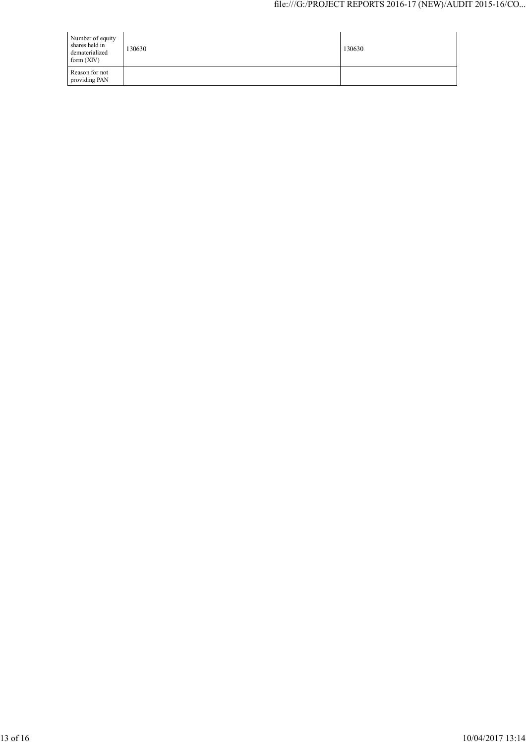| | | |
|---|---|---|
| Number of equity shares held in dematerialized form (XIV) | 130630 | 130630 |
| Reason for not providing PAN | | |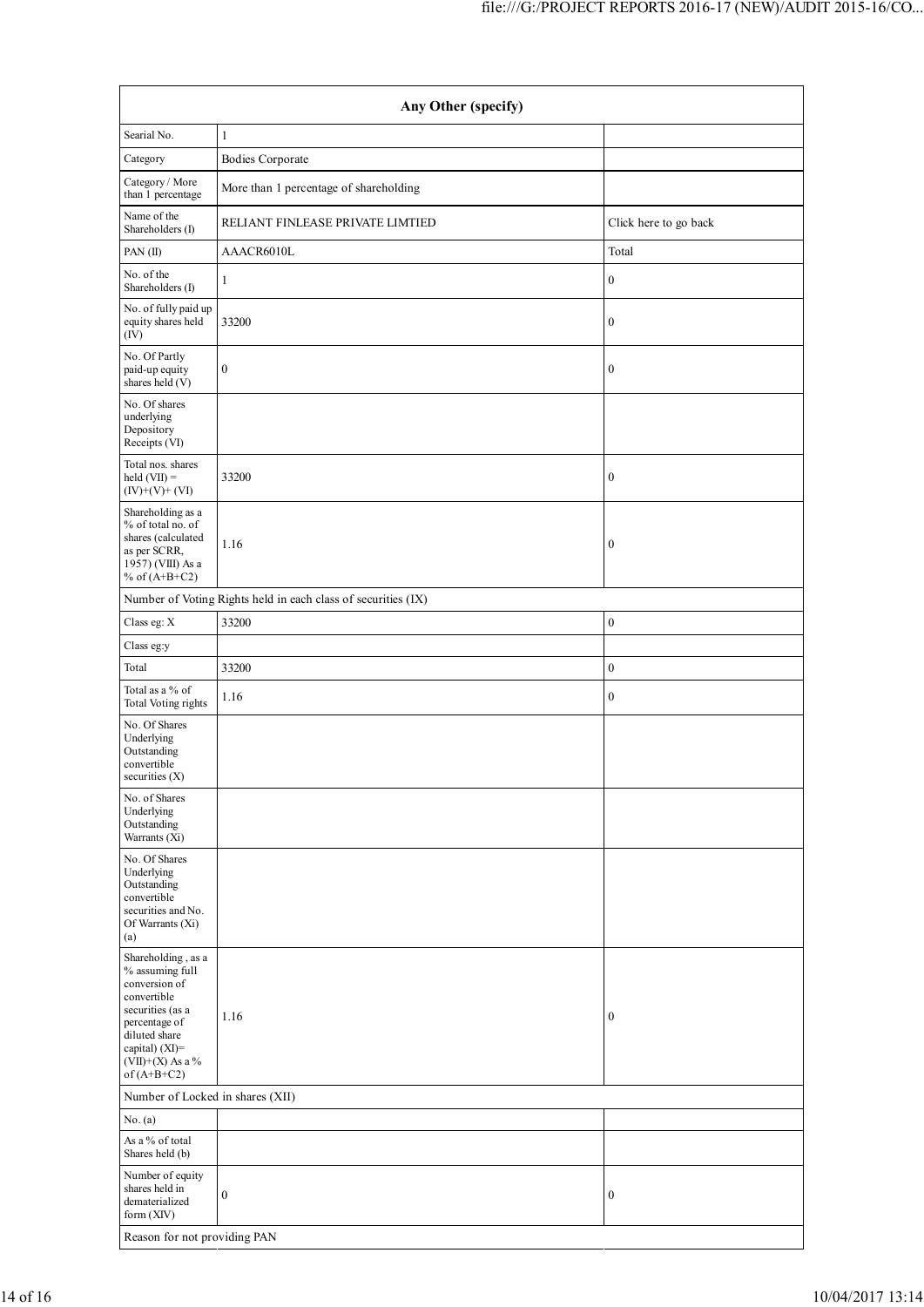| Any Other (specify) | | |
|---|---|---|
| Searial No. | 1 | |
| Category | Bodies Corporate | |
| Category / More than 1 percentage | More than 1 percentage of shareholding | |
| Name of the Shareholders (I) | RELIANT FINLEASE PRIVATE LIMTIED | Click here to go back |
| PAN (II) | AAACR6010L | Total |
| No. of the Shareholders (I) | 1 | 0 |
| No. of fully paid up equity shares held (IV) | 33200 | 0 |
| No. Of Partly paid-up equity shares held (V) | 0 | 0 |
| No. Of shares underlying Depository Receipts (VI) | | |
| Total nos. shares held (VII) = (IV)+(V)+ (VI) | 33200 | 0 |
| Shareholding as a % of total no. of shares (calculated as per SCRR, 1957) (VIII) As a % of (A+B+C2) | 1.16 | 0 |
| Number of Voting Rights held in each class of securities (IX) | | |
| Class eg: X | 33200 | 0 |
| Class eg:y | | |
| Total | 33200 | 0 |
| Total as a % of Total Voting rights | 1.16 | 0 |
| No. Of Shares Underlying Outstanding convertible securities (X) | | |
| No. of Shares Underlying Outstanding Warrants (Xi) | | |
| No. Of Shares Underlying Outstanding convertible securities and No. Of Warrants (Xi) (a) | | |
| Shareholding , as a % assuming full conversion of convertible securities (as a percentage of diluted share capital) (XI)= (VII)+(X) As a % of (A+B+C2) | 1.16 | 0 |
| Number of Locked in shares (XII) | | |
| No. (a) | | |
| As a % of total Shares held (b) | | |
| Number of equity shares held in dematerialized form (XIV) | 0 | 0 |
| Reason for not providing PAN | | |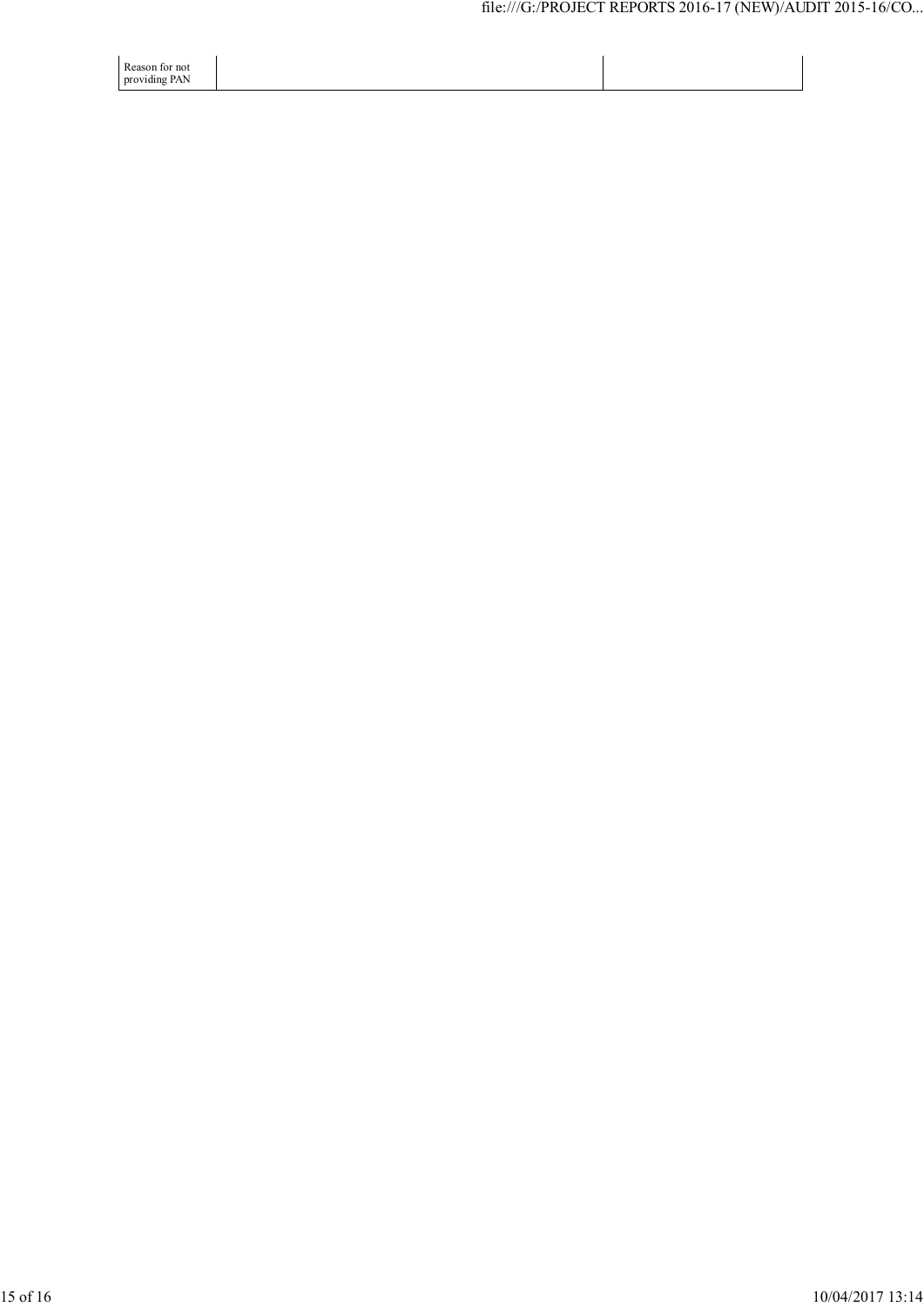| | | |
|---|---|---|
| Reason for not providing PAN | | |